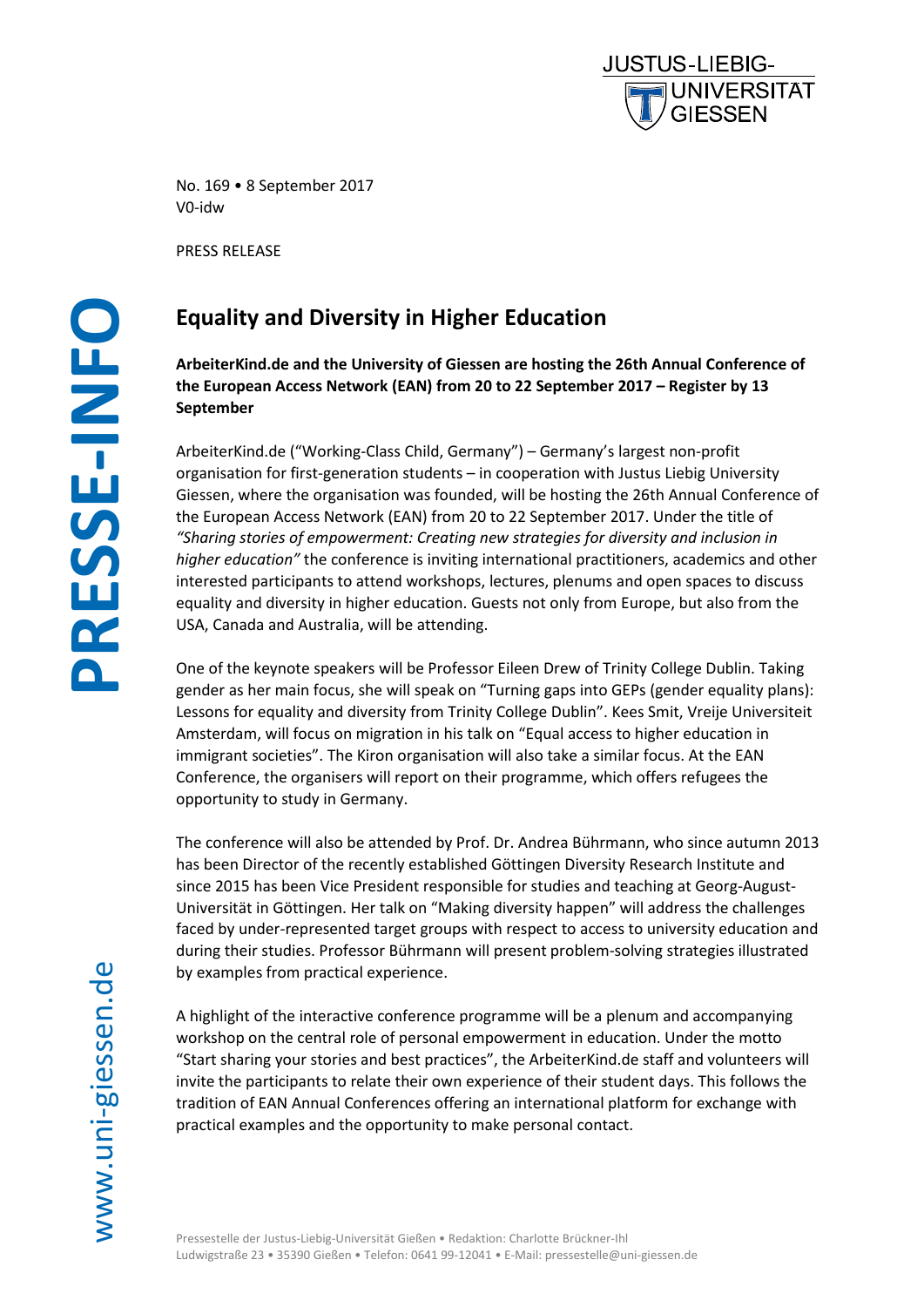No. 169 • 8 September 2017
V0-idw

PRESS RELEASE

# Equality and Diversity in Higher Education

**ArbeiterKind.de and the University of Giessen are hosting the 26th Annual Conference of the European Access Network (EAN) from 20 to 22 September 2017 – Register by 13 September**

ArbeiterKind.de ("Working-Class Child, Germany") – Germany's largest non-profit organisation for first-generation students – in cooperation with Justus Liebig University Giessen, where the organisation was founded, will be hosting the 26th Annual Conference of the European Access Network (EAN) from 20 to 22 September 2017. Under the title of *"Sharing stories of empowerment: Creating new strategies for diversity and inclusion in higher education"* the conference is inviting international practitioners, academics and other interested participants to attend workshops, lectures, plenums and open spaces to discuss equality and diversity in higher education. Guests not only from Europe, but also from the USA, Canada and Australia, will be attending.

One of the keynote speakers will be Professor Eileen Drew of Trinity College Dublin. Taking gender as her main focus, she will speak on "Turning gaps into GEPs (gender equality plans): Lessons for equality and diversity from Trinity College Dublin". Kees Smit, Vreije Universiteit Amsterdam, will focus on migration in his talk on "Equal access to higher education in immigrant societies". The Kiron organisation will also take a similar focus. At the EAN Conference, the organisers will report on their programme, which offers refugees the opportunity to study in Germany.

The conference will also be attended by Prof. Dr. Andrea Bührmann, who since autumn 2013 has been Director of the recently established Göttingen Diversity Research Institute and since 2015 has been Vice President responsible for studies and teaching at Georg-August-Universität in Göttingen. Her talk on "Making diversity happen" will address the challenges faced by under-represented target groups with respect to access to university education and during their studies. Professor Bührmann will present problem-solving strategies illustrated by examples from practical experience.

A highlight of the interactive conference programme will be a plenum and accompanying workshop on the central role of personal empowerment in education. Under the motto "Start sharing your stories and best practices", the ArbeiterKind.de staff and volunteers will invite the participants to relate their own experience of their student days. This follows the tradition of EAN Annual Conferences offering an international platform for exchange with practical examples and the opportunity to make personal contact.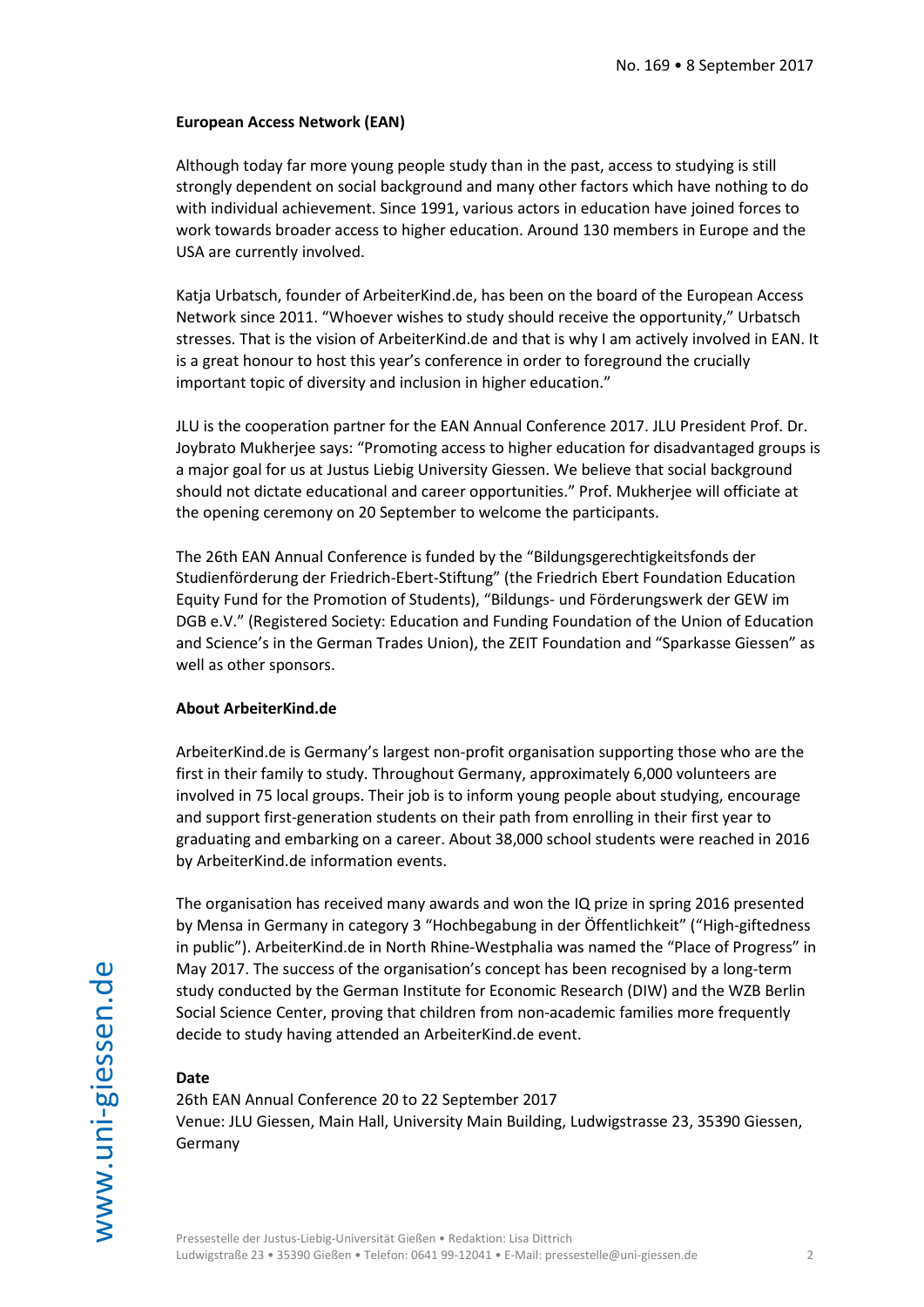#### European Access Network (EAN)

Although today far more young people study than in the past, access to studying is still strongly dependent on social background and many other factors which have nothing to do with individual achievement. Since 1991, various actors in education have joined forces to work towards broader access to higher education. Around 130 members in Europe and the USA are currently involved.

Katja Urbatsch, founder of ArbeiterKind.de, has been on the board of the European Access Network since 2011. "Whoever wishes to study should receive the opportunity," Urbatsch stresses. That is the vision of ArbeiterKind.de and that is why I am actively involved in EAN. It is a great honour to host this year's conference in order to foreground the crucially important topic of diversity and inclusion in higher education."

JLU is the cooperation partner for the EAN Annual Conference 2017. JLU President Prof. Dr. Joybrato Mukherjee says: "Promoting access to higher education for disadvantaged groups is a major goal for us at Justus Liebig University Giessen. We believe that social background should not dictate educational and career opportunities." Prof. Mukherjee will officiate at the opening ceremony on 20 September to welcome the participants.

The 26th EAN Annual Conference is funded by the "Bildungsgerechtigkeitsfonds der Studienförderung der Friedrich-Ebert-Stiftung" (the Friedrich Ebert Foundation Education Equity Fund for the Promotion of Students), "Bildungs- und Förderungswerk der GEW im DGB e.V." (Registered Society: Education and Funding Foundation of the Union of Education and Science's in the German Trades Union), the ZEIT Foundation and "Sparkasse Giessen" as well as other sponsors.

#### About ArbeiterKind.de

ArbeiterKind.de is Germany's largest non-profit organisation supporting those who are the first in their family to study. Throughout Germany, approximately 6,000 volunteers are involved in 75 local groups. Their job is to inform young people about studying, encourage and support first-generation students on their path from enrolling in their first year to graduating and embarking on a career. About 38,000 school students were reached in 2016 by ArbeiterKind.de information events.

The organisation has received many awards and won the IQ prize in spring 2016 presented by Mensa in Germany in category 3 "Hochbegabung in der Öffentlichkeit" ("High-giftedness in public"). ArbeiterKind.de in North Rhine-Westphalia was named the "Place of Progress" in May 2017. The success of the organisation's concept has been recognised by a long-term study conducted by the German Institute for Economic Research (DIW) and the WZB Berlin Social Science Center, proving that children from non-academic families more frequently decide to study having attended an ArbeiterKind.de event.

#### Date

26th EAN Annual Conference 20 to 22 September 2017
Venue: JLU Giessen, Main Hall, University Main Building, Ludwigstrasse 23, 35390 Giessen, Germany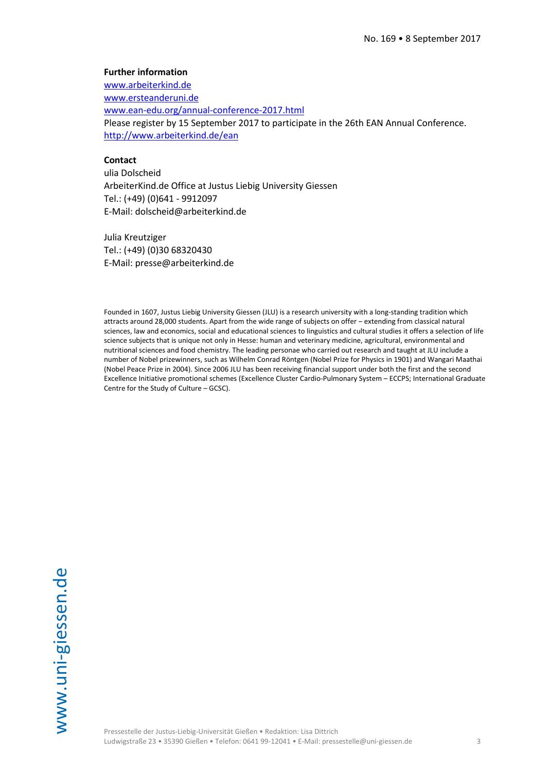**Further information**

[www.arbeiterkind.de](http://www.arbeiterkind.de)
[www.ersteanderuni.de](http://www.ersteanderuni.de)
[www.ean-edu.org/annual-conference-2017.html](http://www.ean-edu.org/annual-conference-2017.html)
Please register by 15 September 2017 to participate in the 26th EAN Annual Conference.
[http://www.arbeiterkind.de/ean](http://www.arbeiterkind.de/ean)

**Contact**

ulia Dolscheid
ArbeiterKind.de Office at Justus Liebig University Giessen
Tel.: (+49) (0)641 - 9912097
E-Mail: dolscheid@arbeiterkind.de

Julia Kreutziger
Tel.: (+49) (0)30 68320430
E-Mail: presse@arbeiterkind.de

Founded in 1607, Justus Liebig University Giessen (JLU) is a research university with a long-standing tradition which attracts around 28,000 students. Apart from the wide range of subjects on offer – extending from classical natural sciences, law and economics, social and educational sciences to linguistics and cultural studies it offers a selection of life science subjects that is unique not only in Hesse: human and veterinary medicine, agricultural, environmental and nutritional sciences and food chemistry. The leading personae who carried out research and taught at JLU include a number of Nobel prizewinners, such as Wilhelm Conrad Röntgen (Nobel Prize for Physics in 1901) and Wangari Maathai (Nobel Peace Prize in 2004). Since 2006 JLU has been receiving financial support under both the first and the second Excellence Initiative promotional schemes (Excellence Cluster Cardio-Pulmonary System – ECCPS; International Graduate Centre for the Study of Culture – GCSC).